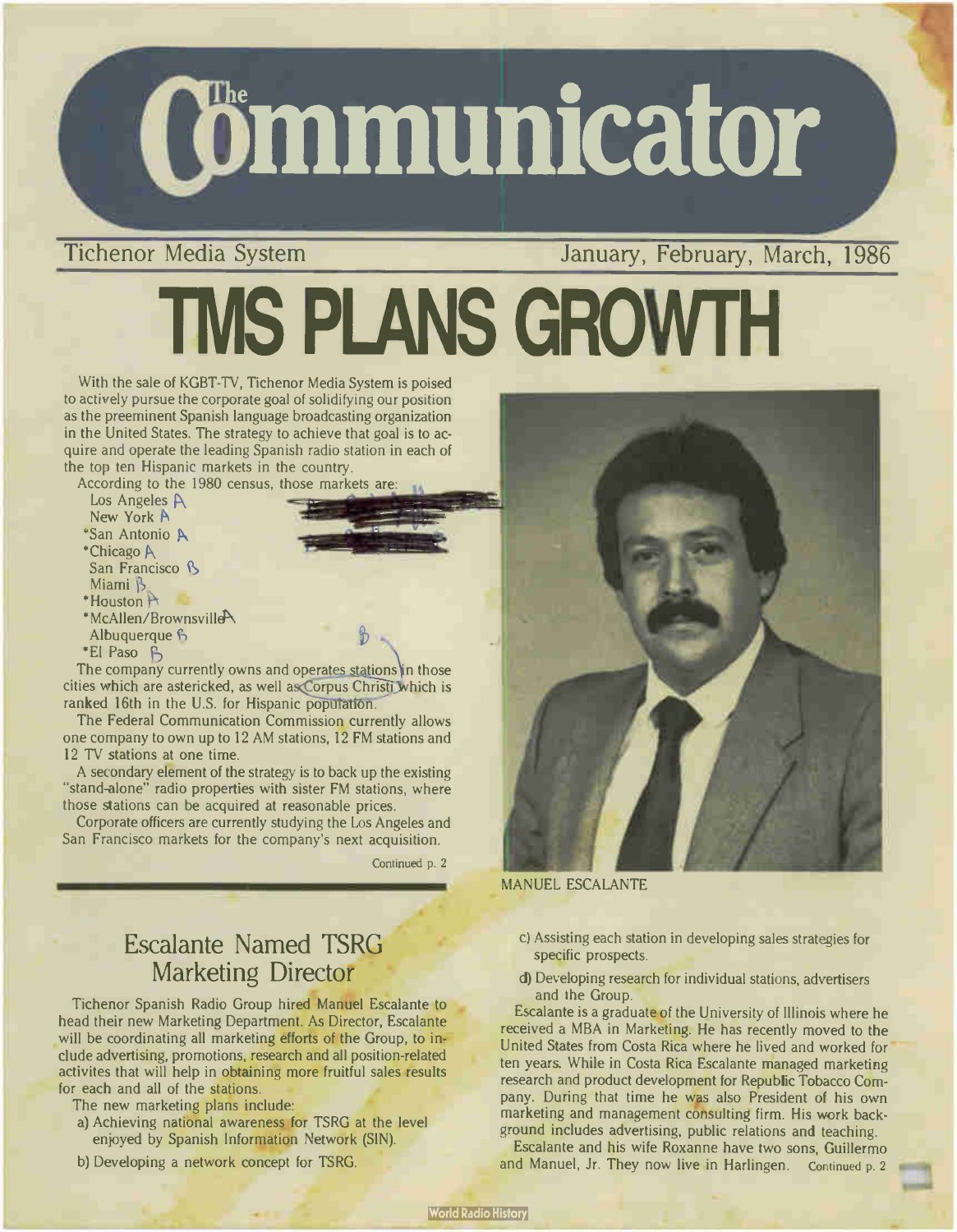# The Communicator

Tichenor Media System — January, February, March, 1986

# TMS PLANS GROWTH

With the sale of KGBT-TV, Tichenor Media System is poised to actively pursue the corporate goal of solidifying our position as the preeminent Spanish language broadcasting organization in the United States. The strategy to achieve that goal is to acquire and operate the leading Spanish radio station in each of the top ten Hispanic markets in the country.

According to the 1980 census, those markets are:

- Los Angeles
- New York
- *San Antonio
- *Chicago
- San Francisco
- Miami
- *Houston
- *McAllen/Brownsville
- Albuquerque
- *El Paso

The company currently owns and operates stations in those cities which are astericked, as well as Corpus Christi which is ranked 16th in the U.S. for Hispanic population.

The Federal Communication Commission currently allows one company to own up to 12 AM stations, 12 FM stations and 12 TV stations at one time.

A secondary element of the strategy is to back up the existing "stand-alone" radio properties with sister FM stations, where those stations can be acquired at reasonable prices.

Corporate officers are currently studying the Los Angeles and San Francisco markets for the company's next acquisition.

Continued p. 2

MANUEL ESCALANTE

## Escalante Named TSRG Marketing Director

Tichenor Spanish Radio Group hired Manuel Escalante to head their new Marketing Department. As Director, Escalante will be coordinating all marketing efforts of the Group, to include advertising, promotions, research and all position-related activites that will help in obtaining more fruitful sales results for each and all of the stations.

The new marketing plans include:

a) Achieving national awareness for TSRG at the level enjoyed by Spanish Information Network (SIN).

b) Developing a network concept for TSRG.

c) Assisting each station in developing sales strategies for specific prospects.

d) Developing research for individual stations, advertisers and the Group.

Escalante is a graduate of the University of Illinois where he received a MBA in Marketing. He has recently moved to the United States from Costa Rica where he lived and worked for ten years. While in Costa Rica Escalante managed marketing research and product development for Republic Tobacco Company. During that time he was also President of his own marketing and management consulting firm. His work background includes advertising, public relations and teaching.

Escalante and his wife Roxanne have two sons, Guillermo and Manuel, Jr. They now live in Harlingen. Continued p. 2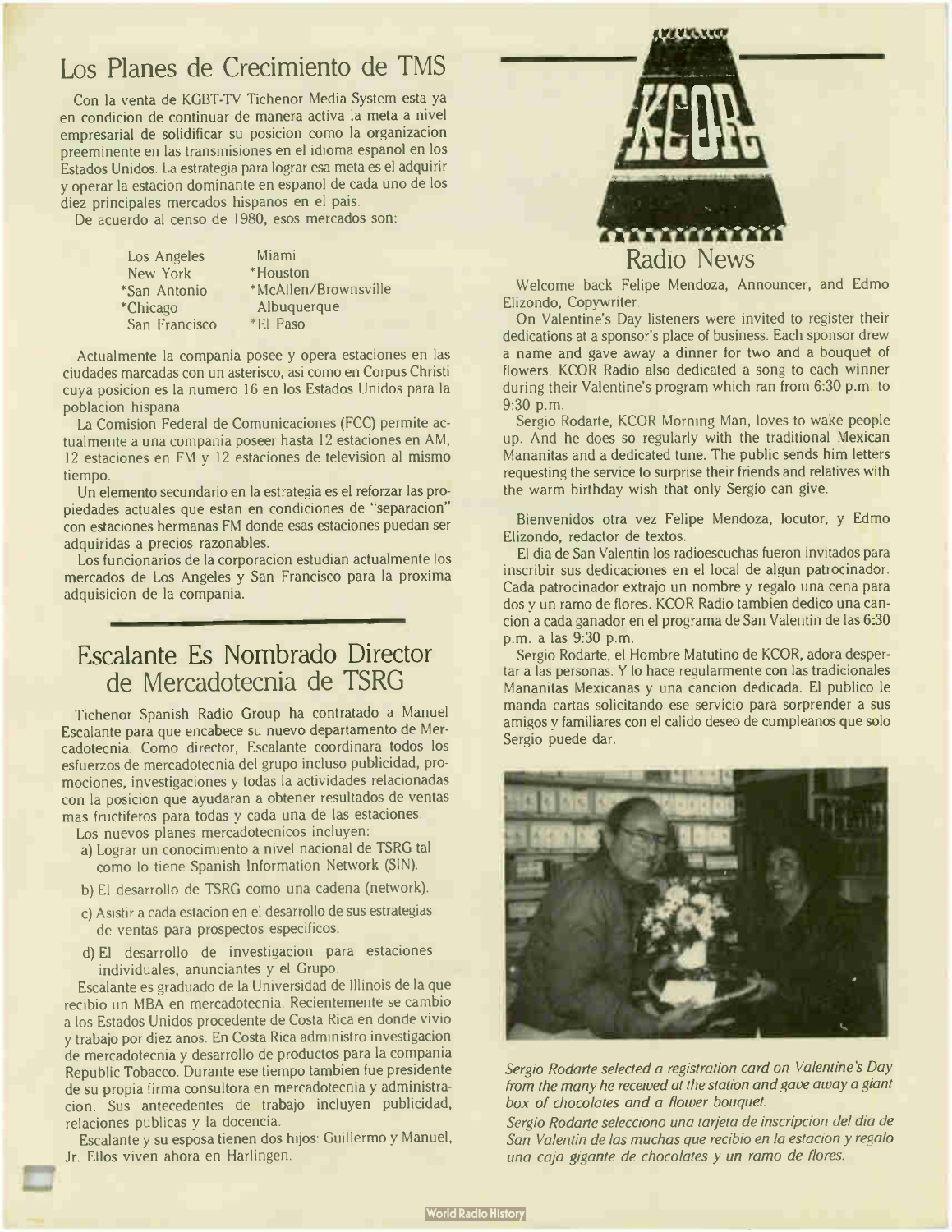## Los Planes de Crecimiento de TMS

Con la venta de KGBT-TV Tichenor Media System esta ya en condicion de continuar de manera activa la meta a nivel empresarial de solidificar su posicion como la organizacion preeminente en las transmisiones en el idioma espanol en los Estados Unidos. La estrategia para lograr esa meta es el adquirir y operar la estacion dominante en espanol de cada uno de los diez principales mercados hispanos en el pais.

De acuerdo al censo de 1980, esos mercados son:

| | |
|---|---|
| Los Angeles | Miami |
| New York | *Houston |
| *San Antonio | *McAllen/Brownsville |
| *Chicago | Albuquerque |
| San Francisco | *El Paso |

Actualmente la compania posee y opera estaciones en las ciudades marcadas con un asterisco, asi como en Corpus Christi cuya posicion es la numero 16 en los Estados Unidos para la poblacion hispana.

La Comision Federal de Comunicaciones (FCC) permite actualmente a una compania poseer hasta 12 estaciones en AM, 12 estaciones en FM y 12 estaciones de television al mismo tiempo.

Un elemento secundario en la estrategia es el reforzar las propiedades actuales que estan en condiciones de "separacion" con estaciones hermanas FM donde esas estaciones puedan ser adquiridas a precios razonables.

Los funcionarios de la corporacion estudian actualmente los mercados de Los Angeles y San Francisco para la proxima adquisicion de la compania.

## Escalante Es Nombrado Director de Mercadotecnia de TSRG

Tichenor Spanish Radio Group ha contratado a Manuel Escalante para que encabece su nuevo departamento de Mercadotecnia. Como director, Escalante coordinara todos los esfuerzos de mercadotecnia del grupo incluso publicidad, promociones, investigaciones y todas la actividades relacionadas con la posicion que ayudaran a obtener resultados de ventas mas fructiferos para todas y cada una de las estaciones.

Los nuevos planes mercadotecnicos incluyen:

a) Lograr un conocimiento a nivel nacional de TSRG tal como lo tiene Spanish Information Network (SIN).

b) El desarrollo de TSRG como una cadena (network).

c) Asistir a cada estacion en el desarrollo de sus estrategias de ventas para prospectos especificos.

d) El desarrollo de investigacion para estaciones individuales, anunciantes y el Grupo.

Escalante es graduado de la Universidad de Illinois de la que recibio un MBA en mercadotecnia. Recientemente se cambio a los Estados Unidos procedente de Costa Rica en donde vivio y trabajo por diez anos. En Costa Rica administro investigacion de mercadotecnia y desarrollo de productos para la compania Republic Tobacco. Durante ese tiempo tambien fue presidente de su propia firma consultora en mercadotecnia y administracion. Sus antecedentes de trabajo incluyen publicidad, relaciones publicas y la docencia.

Escalante y su esposa tienen dos hijos: Guillermo y Manuel, Jr. Ellos viven ahora en Harlingen.

## KCOR Radio News

Welcome back Felipe Mendoza, Announcer, and Edmo Elizondo, Copywriter.

On Valentine's Day listeners were invited to register their dedications at a sponsor's place of business. Each sponsor drew a name and gave away a dinner for two and a bouquet of flowers. KCOR Radio also dedicated a song to each winner during their Valentine's program which ran from 6:30 p.m. to 9:30 p.m.

Sergio Rodarte, KCOR Morning Man, loves to wake people up. And he does so regularly with the traditional Mexican Mananitas and a dedicated tune. The public sends him letters requesting the service to surprise their friends and relatives with the warm birthday wish that only Sergio can give.

Bienvenidos otra vez Felipe Mendoza, locutor, y Edmo Elizondo, redactor de textos.

El dia de San Valentin los radioescuchas fueron invitados para inscribir sus dedicaciones en el local de algun patrocinador. Cada patrocinador extrajo un nombre y regalo una cena para dos y un ramo de flores. KCOR Radio tambien dedico una cancion a cada ganador en el programa de San Valentin de las 6:30 p.m. a las 9:30 p.m.

Sergio Rodarte, el Hombre Matutino de KCOR, adora despertar a las personas. Y lo hace regularmente con las tradicionales Mananitas Mexicanas y una cancion dedicada. El publico le manda cartas solicitando ese servicio para sorprender a sus amigos y familiares con el calido deseo de cumpleanos que solo Sergio puede dar.

*Sergio Rodarte selected a registration card on Valentine's Day from the many he received at the station and gave away a giant box of chocolates and a flower bouquet.*

*Sergio Rodarte selecciono una tarjeta de inscripcion del dia de San Valentin de las muchas que recibio en la estacion y regalo una caja gigante de chocolates y un ramo de flores.*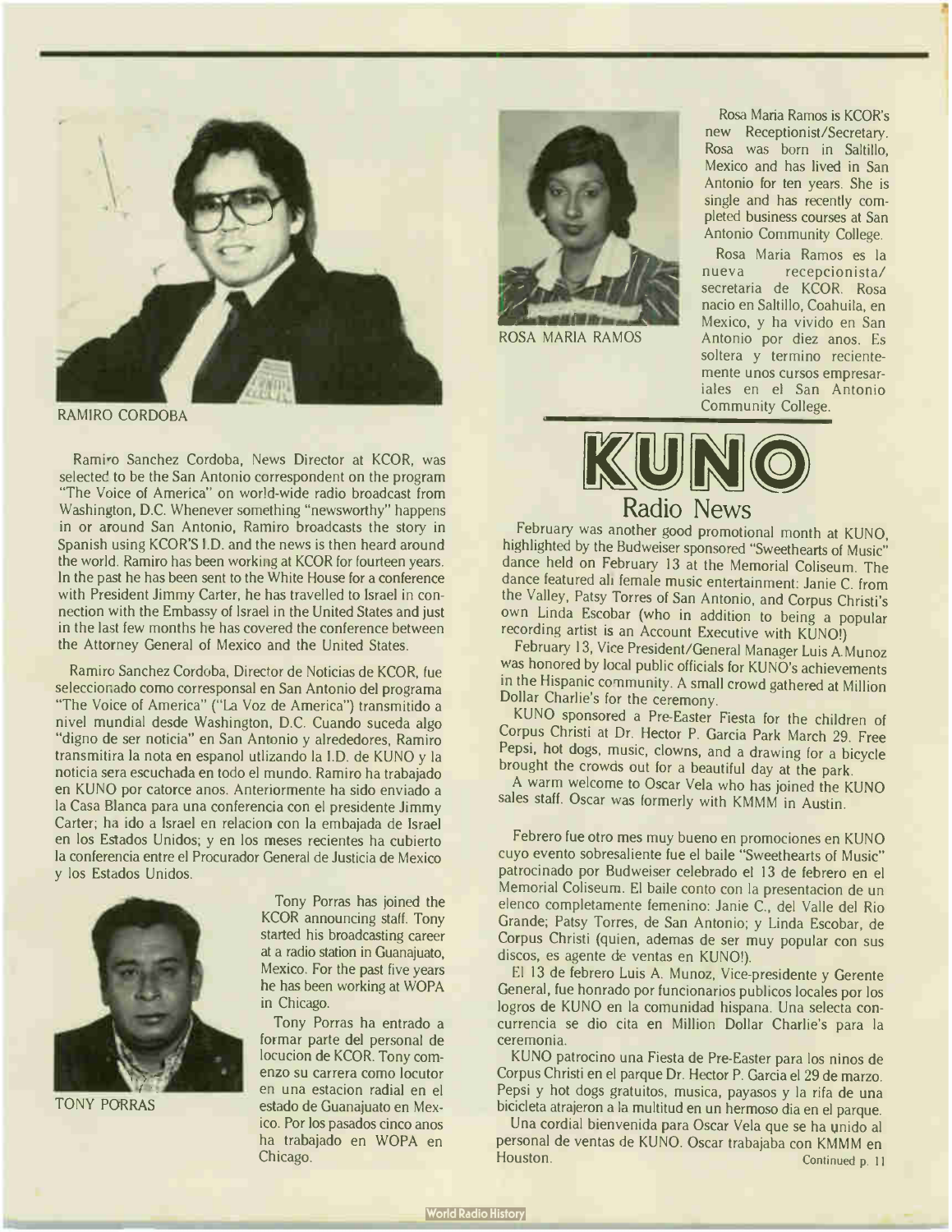RAMIRO CORDOBA

Ramiro Sanchez Cordoba, News Director at KCOR, was selected to be the San Antonio correspondent on the program "The Voice of America" on world-wide radio broadcast from Washington, D.C. Whenever something "newsworthy" happens in or around San Antonio, Ramiro broadcasts the story in Spanish using KCOR'S I.D. and the news is then heard around the world. Ramiro has been working at KCOR for fourteen years. In the past he has been sent to the White House for a conference with President Jimmy Carter, he has travelled to Israel in connection with the Embassy of Israel in the United States and just in the last few months he has covered the conference between the Attorney General of Mexico and the United States.

Ramiro Sanchez Cordoba, Director de Noticias de KCOR, fue seleccionado como corresponsal en San Antonio del programa "The Voice of America" ("La Voz de America") transmitido a nivel mundial desde Washington, D.C. Cuando suceda algo "digno de ser noticia" en San Antonio y alrededores, Ramiro transmitira la nota en espanol utlizando la I.D. de KUNO y la noticia sera escuchada en todo el mundo. Ramiro ha trabajado en KUNO por catorce anos. Anteriormente ha sido enviado a la Casa Blanca para una conferencia con el presidente Jimmy Carter; ha ido a Israel en relacion con la embajada de Israel en los Estados Unidos; y en los meses recientes ha cubierto la conferencia entre el Procurador General de Justicia de Mexico y los Estados Unidos.

TONY PORRAS

Tony Porras has joined the KCOR announcing staff. Tony started his broadcasting career at a radio station in Guanajuato, Mexico. For the past five years he has been working at WOPA in Chicago.

Tony Porras ha entrado a formar parte del personal de locucion de KCOR. Tony comenzo su carrera como locutor en una estacion radial en el estado de Guanajuato en Mexico. Por los pasados cinco anos ha trabajado en WOPA en Chicago.

ROSA MARIA RAMOS

Rosa Maria Ramos is KCOR's new Receptionist/Secretary. Rosa was born in Saltillo, Mexico and has lived in San Antonio for ten years. She is single and has recently completed business courses at San Antonio Community College.

Rosa Maria Ramos es la nueva recepcionista/secretaria de KCOR. Rosa nacio en Saltillo, Coahuila, en Mexico, y ha vivido en San Antonio por diez anos. Es soltera y termino recientemente unos cursos empresariales en el San Antonio Community College.

# KUNO Radio News

February was another good promotional month at KUNO, highlighted by the Budweiser sponsored "Sweethearts of Music" dance held on February 13 at the Memorial Coliseum. The dance featured all female music entertainment: Janie C. from the Valley, Patsy Torres of San Antonio, and Corpus Christi's own Linda Escobar (who in addition to being a popular recording artist is an Account Executive with KUNO!)

February 13, Vice President/General Manager Luis A.Munoz was honored by local public officials for KUNO's achievements in the Hispanic community. A small crowd gathered at Million Dollar Charlie's for the ceremony.

KUNO sponsored a Pre-Easter Fiesta for the children of Corpus Christi at Dr. Hector P. Garcia Park March 29. Free Pepsi, hot dogs, music, clowns, and a drawing for a bicycle brought the crowds out for a beautiful day at the park.

A warm welcome to Oscar Vela who has joined the KUNO sales staff. Oscar was formerly with KMMM in Austin.

Febrero fue otro mes muy bueno en promociones en KUNO cuyo evento sobresaliente fue el baile "Sweethearts of Music" patrocinado por Budweiser celebrado el 13 de febrero en el Memorial Coliseum. El baile conto con la presentacion de un elenco completamente femenino: Janie C., del Valle del Rio Grande; Patsy Torres, de San Antonio; y Linda Escobar, de Corpus Christi (quien, ademas de ser muy popular con sus discos, es agente de ventas en KUNO!).

El 13 de febrero Luis A. Munoz, Vice-presidente y Gerente General, fue honrado por funcionarios publicos locales por los logros de KUNO en la comunidad hispana. Una selecta concurrencia se dio cita en Million Dollar Charlie's para la ceremonia.

KUNO patrocino una Fiesta de Pre-Easter para los ninos de Corpus Christi en el parque Dr. Hector P. Garcia el 29 de marzo. Pepsi y hot dogs gratuitos, musica, payasos y la rifa de una bicicleta atrajeron a la multitud en un hermoso dia en el parque.

Una cordial bienvenida para Oscar Vela que se ha unido al personal de ventas de KUNO. Oscar trabajaba con KMMM en Houston.

Continued p. 11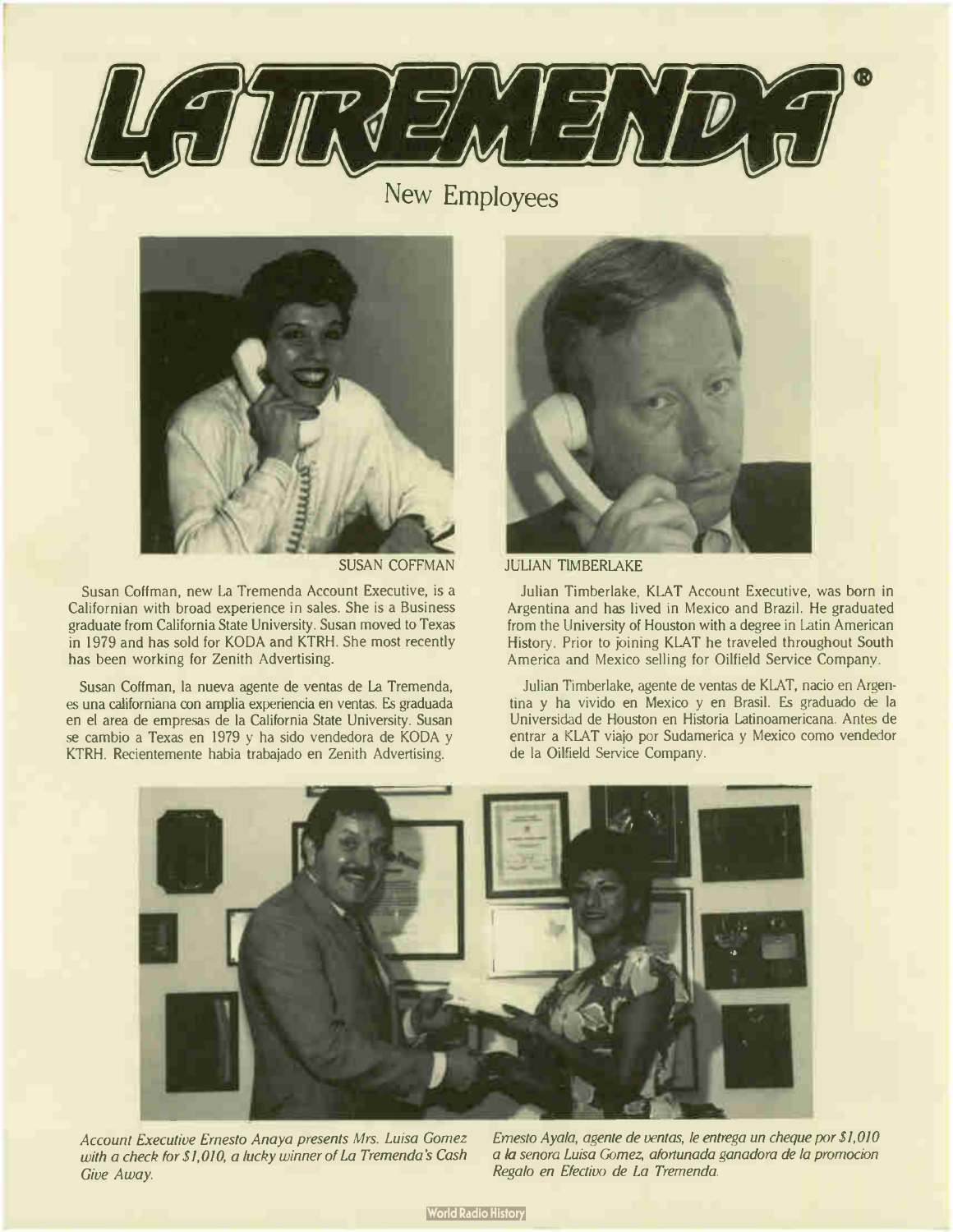# LA TREMENDA®

## New Employees

SUSAN COFFMAN

Susan Coffman, new La Tremenda Account Executive, is a Californian with broad experience in sales. She is a Business graduate from California State University. Susan moved to Texas in 1979 and has sold for KODA and KTRH. She most recently has been working for Zenith Advertising.

Susan Coffman, la nueva agente de ventas de La Tremenda, es una californiana con amplia experiencia en ventas. Es graduada en el area de empresas de la California State University. Susan se cambio a Texas en 1979 y ha sido vendedora de KODA y KTRH. Recientemente habia trabajado en Zenith Advertising.

JULIAN TIMBERLAKE

Julian Timberlake, KLAT Account Executive, was born in Argentina and has lived in Mexico and Brazil. He graduated from the University of Houston with a degree in Latin American History. Prior to joining KLAT he traveled throughout South America and Mexico selling for Oilfield Service Company.

Julian Timberlake, agente de ventas de KLAT, nacio en Argentina y ha vivido en Mexico y en Brasil. Es graduado de la Universidad de Houston en Historia Latinoamericana. Antes de entrar a KLAT viajo por Sudamerica y Mexico como vendedor de la Oilfield Service Company.

*Account Executive Ernesto Anaya presents Mrs. Luisa Gomez with a check for $1,010, a lucky winner of La Tremenda's Cash Give Away.*

*Ernesto Ayala, agente de ventas, le entrega un cheque por $1,010 a la senora Luisa Gomez, afortunada ganadora de la promocion Regalo en Efectivo de La Tremenda.*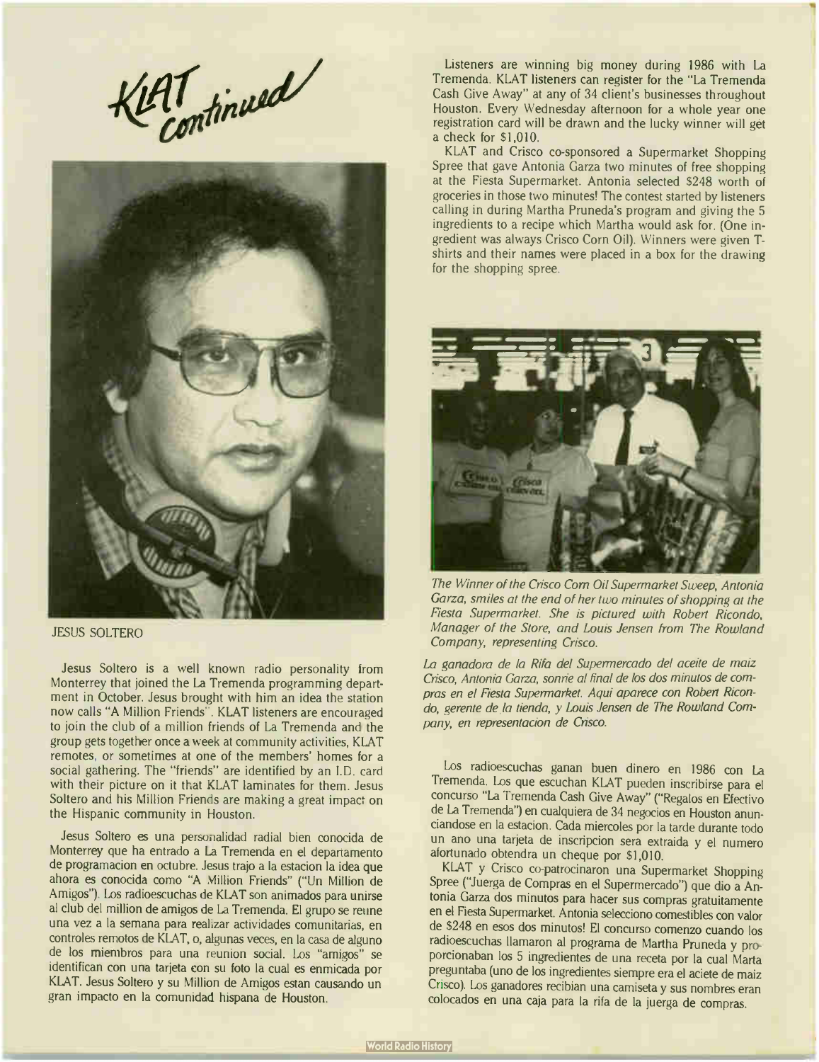# KLAT continued

JESUS SOLTERO

Jesus Soltero is a well known radio personality from Monterrey that joined the La Tremenda programming department in October. Jesus brought with him an idea the station now calls "A Million Friends". KLAT listeners are encouraged to join the club of a million friends of La Tremenda and the group gets together once a week at community activities, KLAT remotes, or sometimes at one of the members' homes for a social gathering. The "friends" are identified by an I.D. card with their picture on it that KLAT laminates for them. Jesus Soltero and his Million Friends are making a great impact on the Hispanic community in Houston.

Jesus Soltero es una personalidad radial bien conocida de Monterrey que ha entrado a La Tremenda en el departamento de programacion en octubre. Jesus trajo a la estacion la idea que ahora es conocida como "A Million Friends" ("Un Million de Amigos"). Los radioescuchas de KLAT son animados para unirse al club del million de amigos de La Tremenda. El grupo se reune una vez a la semana para realizar actividades comunitarias, en controles remotos de KLAT, o, algunas veces, en la casa de alguno de los miembros para una reunion social. Los "amigos" se identifican con una tarjeta con su foto la cual es enmicada por KLAT. Jesus Soltero y su Million de Amigos estan causando un gran impacto en la comunidad hispana de Houston.

Listeners are winning big money during 1986 with La Tremenda. KLAT listeners can register for the "La Tremenda Cash Give Away" at any of 34 client's businesses throughout Houston. Every Wednesday afternoon for a whole year one registration card will be drawn and the lucky winner will get a check for $1,010.

KLAT and Crisco co-sponsored a Supermarket Shopping Spree that gave Antonia Garza two minutes of free shopping at the Fiesta Supermarket. Antonia selected $248 worth of groceries in those two minutes! The contest started by listeners calling in during Martha Pruneda's program and giving the 5 ingredients to a recipe which Martha would ask for. (One ingredient was always Crisco Corn Oil). Winners were given T-shirts and their names were placed in a box for the drawing for the shopping spree.

*The Winner of the Crisco Corn Oil Supermarket Sweep, Antonia Garza, smiles at the end of her two minutes of shopping at the Fiesta Supermarket. She is pictured with Robert Ricondo, Manager of the Store, and Louis Jensen from The Rowland Company, representing Crisco.*

*La ganadora de la Rifa del Supermercado del aceite de maiz Crisco, Antonia Garza, sonrie al final de los dos minutos de compras en el Fiesta Supermarket. Aqui aparece con Robert Ricondo, gerente de la tienda, y Louis Jensen de The Rowland Company, en representacion de Crisco.*

Los radioescuchas ganan buen dinero en 1986 con La Tremenda. Los que escuchan KLAT pueden inscribirse para el concurso "La Tremenda Cash Give Away" ("Regalos en Efectivo de La Tremenda") en cualquiera de 34 negocios en Houston anunciandose en la estacion. Cada miercoles por la tarde durante todo un ano una tarjeta de inscripcion sera extraida y el numero afortunado obtendra un cheque por $1,010.

KLAT y Crisco co-patrocinaron una Supermarket Shopping Spree ("Juerga de Compras en el Supermercado") que dio a Antonia Garza dos minutos para hacer sus compras gratuitamente en el Fiesta Supermarket. Antonia selecciono comestibles con valor de $248 en esos dos minutos! El concurso comenzo cuando los radioescuchas llamaron al programa de Martha Pruneda y proporcionaban los 5 ingredientes de una receta por la cual Marta preguntaba (uno de los ingredientes siempre era el aciete de maiz Crisco). Los ganadores recibian una camiseta y sus nombres eran colocados en una caja para la rifa de la juerga de compras.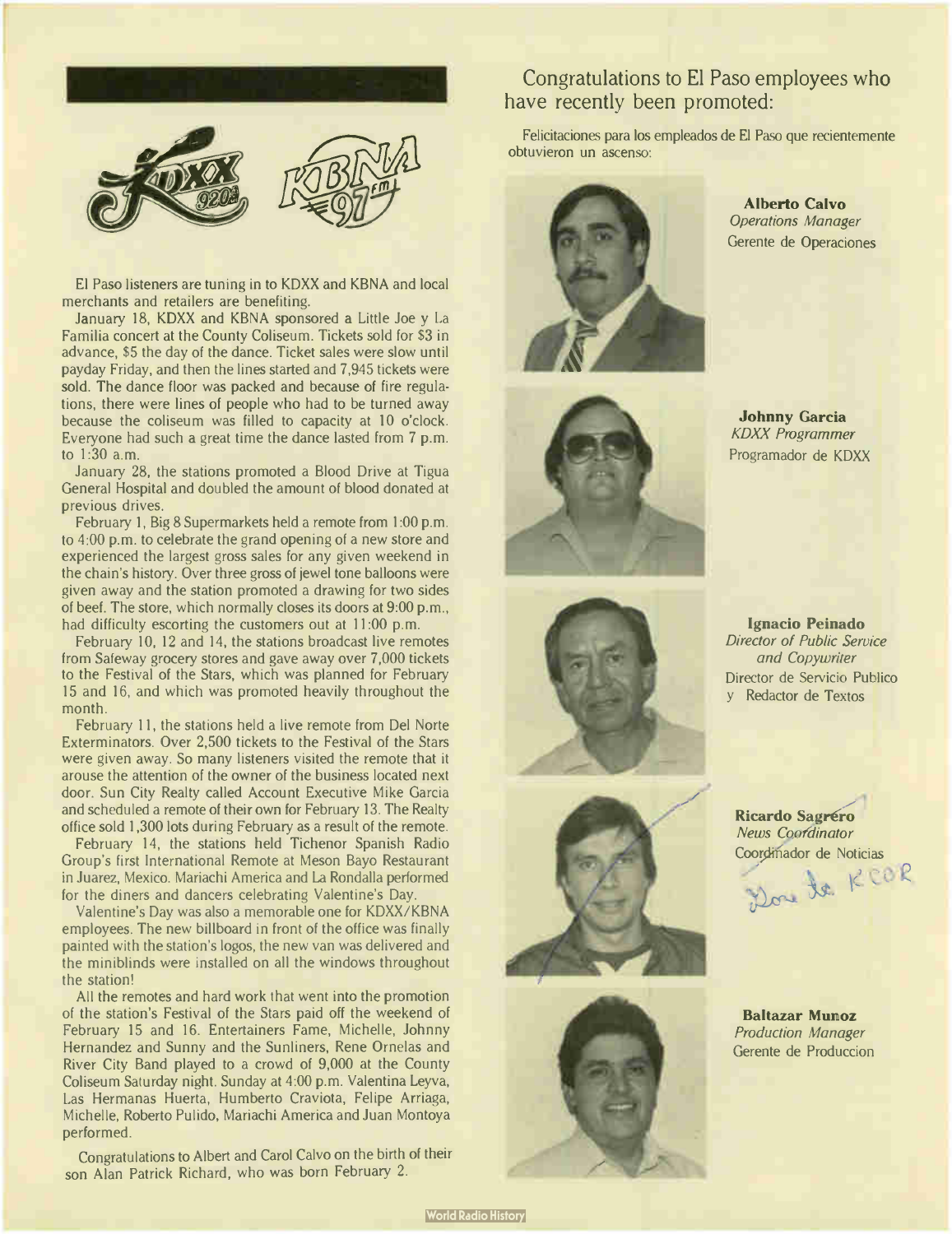KDXX 920 AM    KBNA 97 FM

El Paso listeners are tuning in to KDXX and KBNA and local merchants and retailers are benefiting.

January 18, KDXX and KBNA sponsored a Little Joe y La Familia concert at the County Coliseum. Tickets sold for $3 in advance, $5 the day of the dance. Ticket sales were slow until payday Friday, and then the lines started and 7,945 tickets were sold. The dance floor was packed and because of fire regulations, there were lines of people who had to be turned away because the coliseum was filled to capacity at 10 o'clock. Everyone had such a great time the dance lasted from 7 p.m. to 1:30 a.m.

January 28, the stations promoted a Blood Drive at Tigua General Hospital and doubled the amount of blood donated at previous drives.

February 1, Big 8 Supermarkets held a remote from 1:00 p.m. to 4:00 p.m. to celebrate the grand opening of a new store and experienced the largest gross sales for any given weekend in the chain's history. Over three gross of jewel tone balloons were given away and the station promoted a drawing for two sides of beef. The store, which normally closes its doors at 9:00 p.m., had difficulty escorting the customers out at 11:00 p.m.

February 10, 12 and 14, the stations broadcast live remotes from Safeway grocery stores and gave away over 7,000 tickets to the Festival of the Stars, which was planned for February 15 and 16, and which was promoted heavily throughout the month.

February 11, the stations held a live remote from Del Norte Exterminators. Over 2,500 tickets to the Festival of the Stars were given away. So many listeners visited the remote that it arouse the attention of the owner of the business located next door. Sun City Realty called Account Executive Mike Garcia and scheduled a remote of their own for February 13. The Realty office sold 1,300 lots during February as a result of the remote.

February 14, the stations held Tichenor Spanish Radio Group's first International Remote at Meson Bayo Restaurant in Juarez, Mexico. Mariachi America and La Rondalla performed for the diners and dancers celebrating Valentine's Day.

Valentine's Day was also a memorable one for KDXX/KBNA employees. The new billboard in front of the office was finally painted with the station's logos, the new van was delivered and the miniblinds were installed on all the windows throughout the station!

All the remotes and hard work that went into the promotion of the station's Festival of the Stars paid off the weekend of February 15 and 16. Entertainers Fame, Michelle, Johnny Hernandez and Sunny and the Sunliners, Rene Ornelas and River City Band played to a crowd of 9,000 at the County Coliseum Saturday night. Sunday at 4:00 p.m. Valentina Leyva, Las Hermanas Huerta, Humberto Craviota, Felipe Arriaga, Michelle, Roberto Pulido, Mariachi America and Juan Montoya performed.

Congratulations to Albert and Carol Calvo on the birth of their son Alan Patrick Richard, who was born February 2.

## Congratulations to El Paso employees who have recently been promoted:

Felicitaciones para los empleados de El Paso que recientemente obtuvieron un ascenso:

**Alberto Calvo**
*Operations Manager*
Gerente de Operaciones

**Johnny Garcia**
*KDXX Programmer*
Programador de KDXX

**Ignacio Peinado**
*Director of Public Service and Copywriter*
Director de Servicio Publico y Redactor de Textos

**Ricardo Sagrero**
*News Coordinator*
Coordinador de Noticias

Gone to KCOR

**Baltazar Munoz**
*Production Manager*
Gerente de Produccion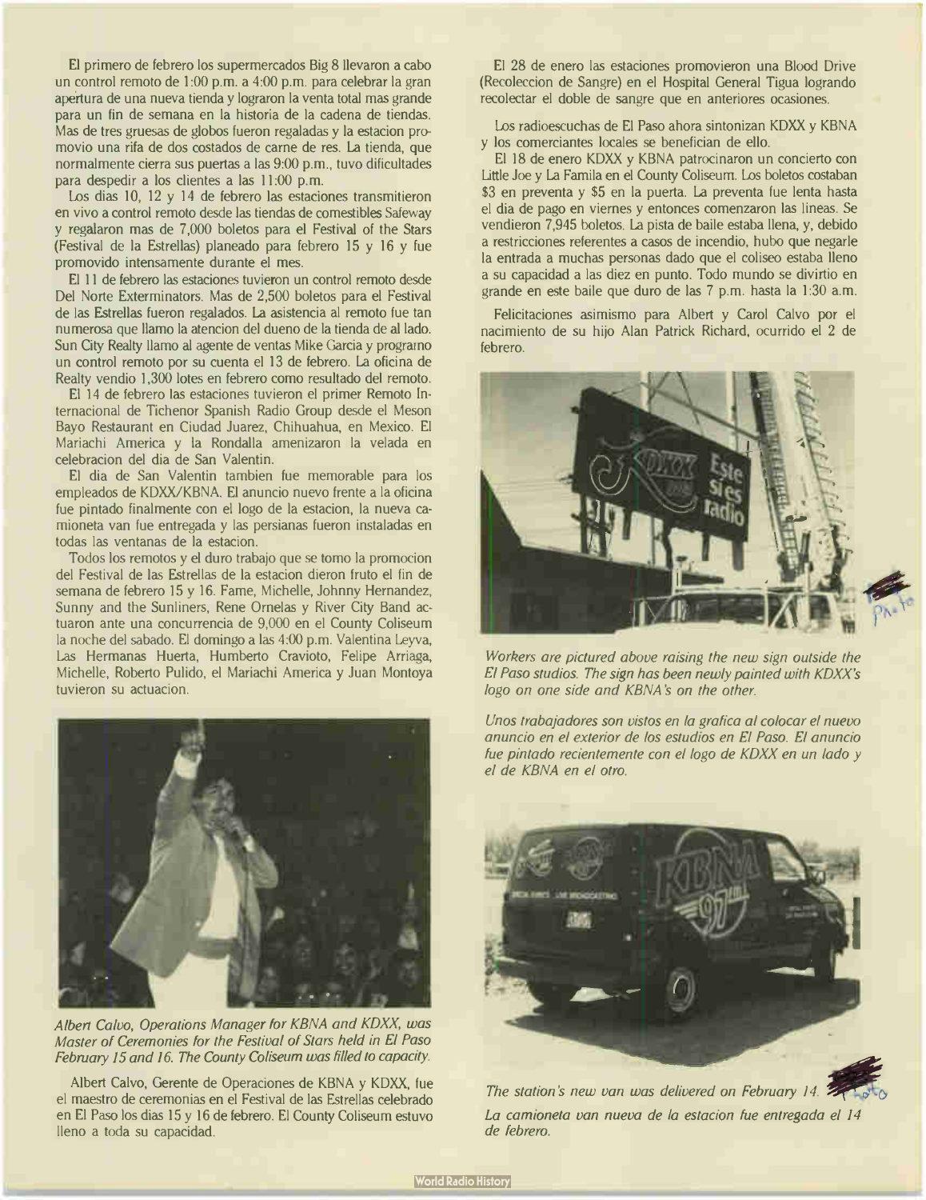El primero de febrero los supermercados Big 8 llevaron a cabo un control remoto de 1:00 p.m. a 4:00 p.m. para celebrar la gran apertura de una nueva tienda y lograron la venta total mas grande para un fin de semana en la historia de la cadena de tiendas. Mas de tres gruesas de globos fueron regaladas y la estacion promovio una rifa de dos costados de carne de res. La tienda, que normalmente cierra sus puertas a las 9:00 p.m., tuvo dificultades para despedir a los clientes a las 11:00 p.m.

Los dias 10, 12 y 14 de febrero las estaciones transmitieron en vivo a control remoto desde las tiendas de comestibles Safeway y regalaron mas de 7,000 boletos para el Festival of the Stars (Festival de la Estrellas) planeado para febrero 15 y 16 y fue promovido intensamente durante el mes.

El 11 de febrero las estaciones tuvieron un control remoto desde Del Norte Exterminators. Mas de 2,500 boletos para el Festival de las Estrellas fueron regalados. La asistencia al remoto fue tan numerosa que llamo la atencion del dueno de la tienda de al lado. Sun City Realty llamo al agente de ventas Mike Garcia y programo un control remoto por su cuenta el 13 de febrero. La oficina de Realty vendio 1,300 lotes en febrero como resultado del remoto.

El 14 de febrero las estaciones tuvieron el primer Remoto Internacional de Tichenor Spanish Radio Group desde el Meson Bayo Restaurant en Ciudad Juarez, Chihuahua, en Mexico. El Mariachi America y la Rondalla amenizaron la velada en celebracion del dia de San Valentin.

El dia de San Valentin tambien fue memorable para los empleados de KDXX/KBNA. El anuncio nuevo frente a la oficina fue pintado finalmente con el logo de la estacion, la nueva camioneta van fue entregada y las persianas fueron instaladas en todas las ventanas de la estacion.

Todos los remotos y el duro trabajo que se tomo la promocion del Festival de las Estrellas de la estacion dieron fruto el fin de semana de febrero 15 y 16. Fame, Michelle, Johnny Hernandez, Sunny and the Sunliners, Rene Ornelas y River City Band actuaron ante una concurrencia de 9,000 en el County Coliseum la noche del sabado. El domingo a las 4:00 p.m. Valentina Leyva, Las Hermanas Huerta, Humberto Cravioto, Felipe Arriaga, Michelle, Roberto Pulido, el Mariachi America y Juan Montoya tuvieron su actuacion.

*Albert Calvo, Operations Manager for KBNA and KDXX, was Master of Ceremonies for the Festival of Stars held in El Paso February 15 and 16. The County Coliseum was filled to capacity.*

Albert Calvo, Gerente de Operaciones de KBNA y KDXX, fue el maestro de ceremonias en el Festival de las Estrellas celebrado en El Paso los dias 15 y 16 de febrero. El County Coliseum estuvo lleno a toda su capacidad.

El 28 de enero las estaciones promovieron una Blood Drive (Recoleccion de Sangre) en el Hospital General Tigua logrando recolectar el doble de sangre que en anteriores ocasiones.

Los radioescuchas de El Paso ahora sintonizan KDXX y KBNA y los comerciantes locales se benefician de ello.

El 18 de enero KDXX y KBNA patrocinaron un concierto con Little Joe y La Famila en el County Coliseum. Los boletos costaban $3 en preventa y $5 en la puerta. La preventa fue lenta hasta el dia de pago en viernes y entonces comenzaron las lineas. Se vendieron 7,945 boletos. La pista de baile estaba llena, y, debido a restricciones referentes a casos de incendio, hubo que negarle la entrada a muchas personas dado que el coliseo estaba lleno a su capacidad a las diez en punto. Todo mundo se divirtio en grande en este baile que duro de las 7 p.m. hasta la 1:30 a.m.

Felicitaciones asimismo para Albert y Carol Calvo por el nacimiento de su hijo Alan Patrick Richard, ocurrido el 2 de febrero.

*Workers are pictured above raising the new sign outside the El Paso studios. The sign has been newly painted with KDXX's logo on one side and KBNA's on the other.*

*Unos trabajadores son vistos en la grafica al colocar el nuevo anuncio en el exterior de los estudios en El Paso. El anuncio fue pintado recientemente con el logo de KDXX en un lado y el de KBNA en el otro.*

*The station's new van was delivered on February 14.*

*La camioneta van nueva de la estacion fue entregada el 14 de febrero.*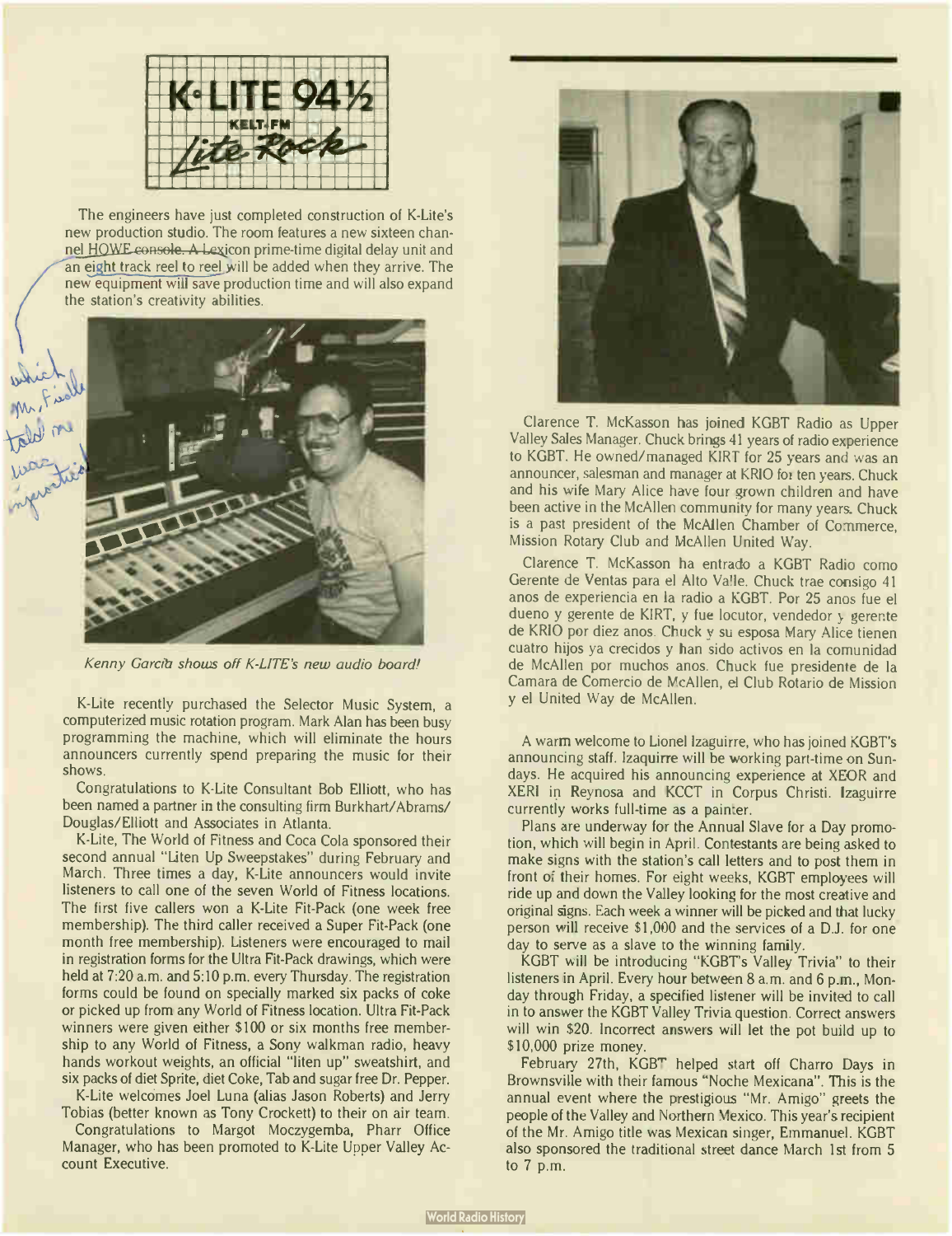# K-LITE 94½
## KELT-FM
## Lite Rock

The engineers have just completed construction of K-Lite's new production studio. The room features a new sixteen channel HOWE console. A Lexicon prime-time digital delay unit and an eight track reel to reel will be added when they arrive. The new equipment will save production time and will also expand the station's creativity abilities.

*Kenny Garcia shows off K-LITE's new audio board!*

K-Lite recently purchased the Selector Music System, a computerized music rotation program. Mark Alan has been busy programming the machine, which will eliminate the hours announcers currently spend preparing the music for their shows.

Congratulations to K-Lite Consultant Bob Elliott, who has been named a partner in the consulting firm Burkhart/Abrams/Douglas/Elliott and Associates in Atlanta.

K-Lite, The World of Fitness and Coca Cola sponsored their second annual "Liten Up Sweepstakes" during February and March. Three times a day, K-Lite announcers would invite listeners to call one of the seven World of Fitness locations. The first five callers won a K-Lite Fit-Pack (one week free membership). The third caller received a Super Fit-Pack (one month free membership). Listeners were encouraged to mail in registration forms for the Ultra Fit-Pack drawings, which were held at 7:20 a.m. and 5:10 p.m. every Thursday. The registration forms could be found on specially marked six packs of coke or picked up from any World of Fitness location. Ultra Fit-Pack winners were given either $100 or six months free membership to any World of Fitness, a Sony walkman radio, heavy hands workout weights, an official "liten up" sweatshirt, and six packs of diet Sprite, diet Coke, Tab and sugar free Dr. Pepper.

K-Lite welcomes Joel Luna (alias Jason Roberts) and Jerry Tobias (better known as Tony Crockett) to their on air team.

Congratulations to Margot Moczygemba, Pharr Office Manager, who has been promoted to K-Lite Upper Valley Account Executive.

---

Clarence T. McKasson has joined KGBT Radio as Upper Valley Sales Manager. Chuck brings 41 years of radio experience to KGBT. He owned/managed KIRT for 25 years and was an announcer, salesman and manager at KRIO for ten years. Chuck and his wife Mary Alice have four grown children and have been active in the McAllen community for many years. Chuck is a past president of the McAllen Chamber of Commerce, Mission Rotary Club and McAllen United Way.

Clarence T. McKasson ha entrado a KGBT Radio como Gerente de Ventas para el Alto Valle. Chuck trae consigo 41 anos de experiencia en la radio a KGBT. Por 25 anos fue el dueno y gerente de KIRT, y fue locutor, vendedor y gerente de KRIO por diez anos. Chuck y su esposa Mary Alice tienen cuatro hijos ya crecidos y han sido activos en la comunidad de McAllen por muchos anos. Chuck fue presidente de la Camara de Comercio de McAllen, el Club Rotario de Mission y el United Way de McAllen.

A warm welcome to Lionel Izaguirre, who has joined KGBT's announcing staff. Izaquirre will be working part-time on Sundays. He acquired his announcing experience at XEOR and XERI in Reynosa and KCCT in Corpus Christi. Izaguirre currently works full-time as a painter.

Plans are underway for the Annual Slave for a Day promotion, which will begin in April. Contestants are being asked to make signs with the station's call letters and to post them in front of their homes. For eight weeks, KGBT employees will ride up and down the Valley looking for the most creative and original signs. Each week a winner will be picked and that lucky person will receive $1,000 and the services of a D.J. for one day to serve as a slave to the winning family.

KGBT will be introducing "KGBT's Valley Trivia" to their listeners in April. Every hour between 8 a.m. and 6 p.m., Monday through Friday, a specified listener will be invited to call in to answer the KGBT Valley Trivia question. Correct answers will win $20. Incorrect answers will let the pot build up to $10,000 prize money.

February 27th, KGBT helped start off Charro Days in Brownsville with their famous "Noche Mexicana". This is the annual event where the prestigious "Mr. Amigo" greets the people of the Valley and Northern Mexico. This year's recipient of the Mr. Amigo title was Mexican singer, Emmanuel. KGBT also sponsored the traditional street dance March 1st from 5 to 7 p.m.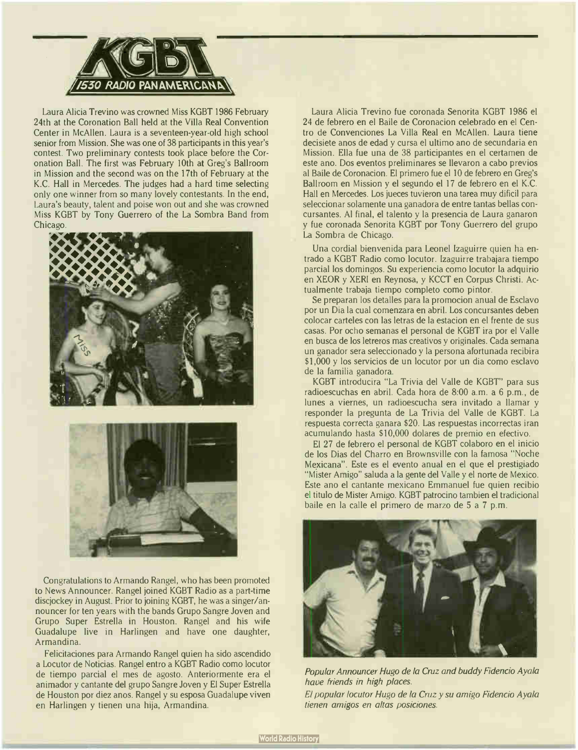# KGBT 1530 RADIO PANAMERICANA

Laura Alicia Trevino was crowned Miss KGBT 1986 February 24th at the Coronation Ball held at the Villa Real Convention Center in McAllen. Laura is a seventeen-year-old high school senior from Mission. She was one of 38 participants in this year's contest. Two preliminary contests took place before the Coronation Ball. The first was February 10th at Greg's Ballroom in Mission and the second was on the 17th of February at the K.C. Hall in Mercedes. The judges had a hard time selecting only one winner from so many lovely contestants. In the end, Laura's beauty, talent and poise won out and she was crowned Miss KGBT by Tony Guerrero of the La Sombra Band from Chicago.

Congratulations to Armando Rangel, who has been promoted to News Announcer. Rangel joined KGBT Radio as a part-time discjockey in August. Prior to joining KGBT, he was a singer/announcer for ten years with the bands Grupo Sangre Joven and Grupo Super Estrella in Houston. Rangel and his wife Guadalupe live in Harlingen and have one daughter, Armandina.

Felicitaciones para Armando Rangel quien ha sido ascendido a Locutor de Noticias. Rangel entro a KGBT Radio como locutor de tiempo parcial el mes de agosto. Anteriormente era el animador y cantante del grupo Sangre Joven y El Super Estrella de Houston por diez anos. Rangel y su esposa Guadalupe viven en Harlingen y tienen una hija, Armandina.

Laura Alicia Trevino fue coronada Senorita KGBT 1986 el 24 de febrero en el Baile de Coronacion celebrado en el Centro de Convenciones La Villa Real en McAllen. Laura tiene decisiete anos de edad y cursa el ultimo ano de secundaria en Mission. Ella fue una de 38 participantes en el certamen de este ano. Dos eventos preliminares se llevaron a cabo previos al Baile de Coronacion. El primero fue el 10 de febrero en Greg's Ballroom en Mission y el segundo el 17 de febrero en el K.C. Hall en Mercedes. Los jueces tuvieron una tarea muy dificil para seleccionar solamente una ganadora de entre tantas bellas concursantes. Al final, el talento y la presencia de Laura ganaron y fue coronada Senorita KGBT por Tony Guerrero del grupo La Sombra de Chicago.

Una cordial bienvenida para Leonel Izaguirre quien ha entrado a KGBT Radio como locutor. Izaguirre trabajara tiempo parcial los domingos. Su experiencia como locutor la adquirio en XEOR y XERI en Reynosa, y KCCT en Corpus Christi. Actualmente trabaja tiempo completo como pintor.

Se preparan los detalles para la promocion anual de Esclavo por un Dia la cual comenzara en abril. Los concursantes deben colocar carteles con las letras de la estacion en el frente de sus casas. Por ocho semanas el personal de KGBT ira por el Valle en busca de los letreros mas creativos y originales. Cada semana un ganador sera seleccionado y la persona afortunada recibira $1,000 y los servicios de un locutor por un dia como esclavo de la familia ganadora.

KGBT introducira "La Trivia del Valle de KGBT" para sus radioescuchas en abril. Cada hora de 8:00 a.m. a 6 p.m., de lunes a viernes, un radioescucha sera invitado a llamar y responder la pregunta de La Trivia del Valle de KGBT. La respuesta correcta ganara $20. Las respuestas incorrectas iran acumulando hasta $10,000 dolares de premio en efectivo.

El 27 de febrero el personal de KGBT colaboro en el inicio de los Dias del Charro en Brownsville con la famosa "Noche Mexicana". Este es el evento anual en el que el prestigiado "Mister Amigo" saluda a la gente del Valle y el norte de Mexico. Este ano el cantante mexicano Emmanuel fue quien recibio el titulo de Mister Amigo. KGBT patrocino tambien el tradicional baile en la calle el primero de marzo de 5 a 7 p.m.

*Popular Announcer Hugo de la Cruz and buddy Fidencio Ayala have friends in high places.*

*El popular locutor Hugo de la Cruz y su amigo Fidencio Ayala tienen amigos en altas posiciones.*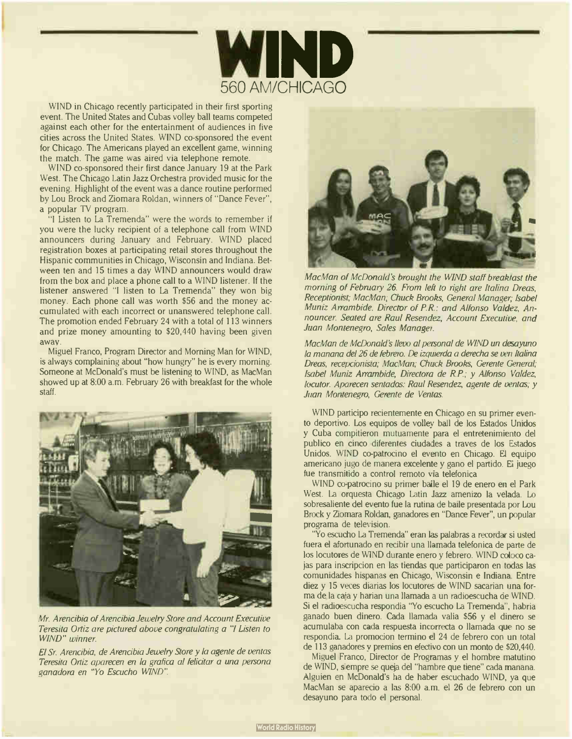# WIND

## 560 AM/CHICAGO

WIND in Chicago recently participated in their first sporting event. The United States and Cubas volley ball teams competed against each other for the entertainment of audiences in five cities across the United States. WIND co-sponsored the event for Chicago. The Americans played an excellent game, winning the match. The game was aired via telephone remote.

WIND co-sponsored their first dance January 19 at the Park West. The Chicago Latin Jazz Orchestra provided music for the evening. Highlight of the event was a dance routine performed by Lou Brock and Ziomara Roldan, winners of "Dance Fever", a popular TV program.

"I Listen to La Tremenda" were the words to remember if you were the lucky recipient of a telephone call from WIND announcers during January and February. WIND placed registration boxes at participating retail stores throughout the Hispanic communities in Chicago, Wisconsin and Indiana. Between ten and 15 times a day WIND announcers would draw from the box and place a phone call to a WIND listener. If the listener answered "I listen to La Tremenda" they won big money. Each phone call was worth $56 and the money accumulated with each incorrect or unanswered telephone call. The promotion ended February 24 with a total of 113 winners and prize money amounting to $20,440 having been given away.

Miguel Franco, Program Director and Morning Man for WIND, is always complaining about "how hungry" he is every morning. Someone at McDonald's must be listening to WIND, as MacMan showed up at 8:00 a.m. February 26 with breakfast for the whole staff.

*Mr. Arencibia of Arencibia Jewelry Store and Account Executive Teresita Ortiz are pictured above congratulating a "I Listen to WIND" winner.*

*El Sr. Arencibia, de Arencibia Jewelry Store y la agente de ventas Teresita Ortiz aparecen en la grafica al felicitar a una persona ganadora en "Yo Escucho WIND".*

*MacMan of McDonald's brought the WIND staff breakfast the morning of February 26. From left to right are Italina Dreas, Receptionist; MacMan; Chuck Brooks, General Manager; Isabel Muniz Arrambide, Director of P.R.; and Alfonso Valdez, Announcer. Seated are Raul Resendez, Account Executive, and Juan Montenegro, Sales Manager.*

*MacMan de McDonald's llevo al personal de WIND un desayuno la manana del 26 de febrero. De izquierda a derecha se ven Italina Dreas, recepcionista; MacMan; Chuck Brooks, Gerente General; Isabel Muniz Arrambide, Directora de R.P.; y Alfonso Valdez, locutor. Aparecen sentados: Raul Resendez, agente de ventas; y Juan Montenegro, Gerente de Ventas.*

WIND participo recientemente en Chicago en su primer evento deportivo. Los equipos de volley ball de los Estados Unidos y Cuba compitieron mutuamente para el entretenimiento del publico en cinco diferentes ciudades a traves de los Estados Unidos. WIND co-patrocino el evento en Chicago. El equipo americano jugo de manera excelente y gano el partido. El juego fue transmitido a control remoto via telefonica

WIND co-patrocino su primer baile el 19 de enero en el Park West. La orquesta Chicago Latin Jazz amenizo la velada. Lo sobresaliente del evento fue la rutina de baile presentada por Lou Brock y Ziomara Roldan, ganadores en "Dance Fever", un popular programa de television.

"Yo escucho La Tremenda" eran las palabras a recordar si usted fuera el afortunado en recibir una llamada telefonica de parte de los locutores de WIND durante enero y febrero. WIND coloco cajas para inscripcion en las tiendas que participaron en todas las comunidades hispanas en Chicago, Wisconsin e Indiana. Entre diez y 15 veces diarias los locutores de WIND sacarian una forma de la caja y harian una llamada a un radioescucha de WIND. Si el radioescucha respondia "Yo escucho La Tremenda", habria ganado buen dinero. Cada llamada valia $56 y el dinero se acumulaba con cada respuesta incorrecta o llamada que no se respondia. La promocion termino el 24 de febrero con un total de 113 ganadores y premios en efectivo con un monto de $20,440.

Miguel Franco, Director de Programas y el hombre matutino de WIND, siempre se queja del "hambre que tiene" cada manana. Alguien en McDonald's ha de haber escuchado WIND, ya que MacMan se aparecio a las 8:00 a.m. el 26 de febrero con un desayuno para todo el personal.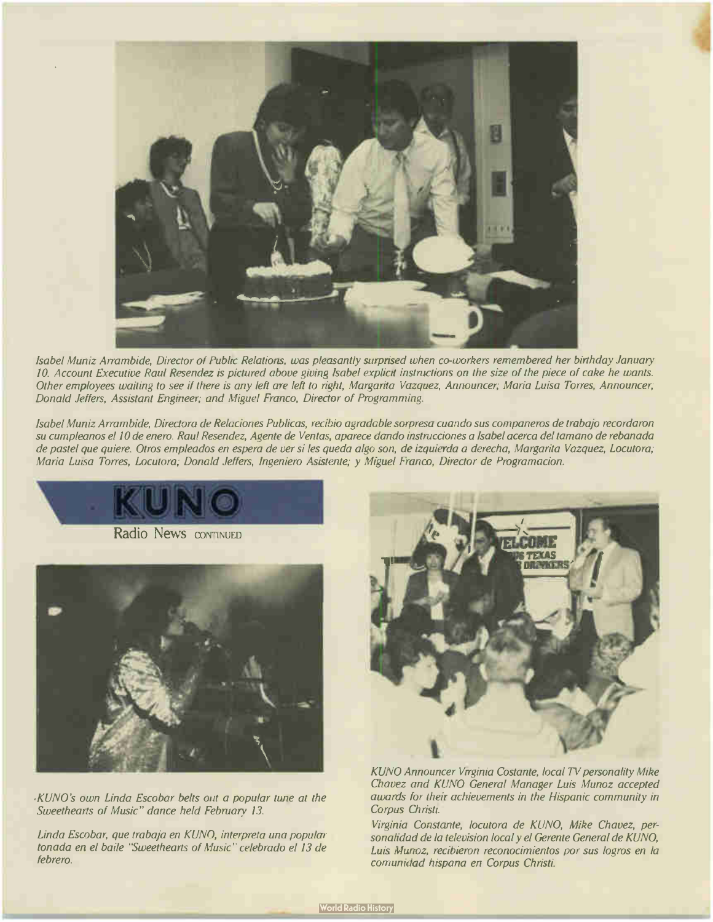*Isabel Muniz Arrambide, Director of Public Relations, was pleasantly surprised when co-workers remembered her birthday January 10. Account Executive Raul Resendez is pictured above giving Isabel explicit instructions on the size of the piece of cake he wants. Other employees waiting to see if there is any left are left to right, Margarita Vazquez, Announcer; Maria Luisa Torres, Announcer; Donald Jeffers, Assistant Engineer; and Miguel Franco, Director of Programming.*

*Isabel Muniz Arrambide, Directora de Relaciones Publicas, recibio agradable sorpresa cuando sus companeros de trabajo recordaron su cumpleanos el 10 de enero. Raul Resendez, Agente de Ventas, aparece dando instrucciones a Isabel acerca del tamano de rebanada de pastel que quiere. Otros empleados en espera de ver si les queda algo son, de izquierda a derecha, Margarita Vazquez, Locutora; Maria Luisa Torres, Locutora; Donald Jeffers, Ingeniero Asistente; y Miguel Franco, Director de Programacion.*

## KUNO

Radio News CONTINUED

*KUNO's own Linda Escobar belts out a popular tune at the Sweethearts of Music" dance held February 13.*

*Linda Escobar, que trabaja en KUNO, interpreta una popular tonada en el baile "Sweethearts of Music" celebrado el 13 de febrero.*

*KUNO Announcer Virginia Costante, local TV personality Mike Chavez and KUNO General Manager Luis Munoz accepted awards for their achievements in the Hispanic community in Corpus Christi.*

*Virginia Constante, locutora de KUNO, Mike Chavez, personalidad de la television local y el Gerente General de KUNO, Luis Munoz, recibieron reconocimientos por sus logros en la comunidad hispana en Corpus Christi.*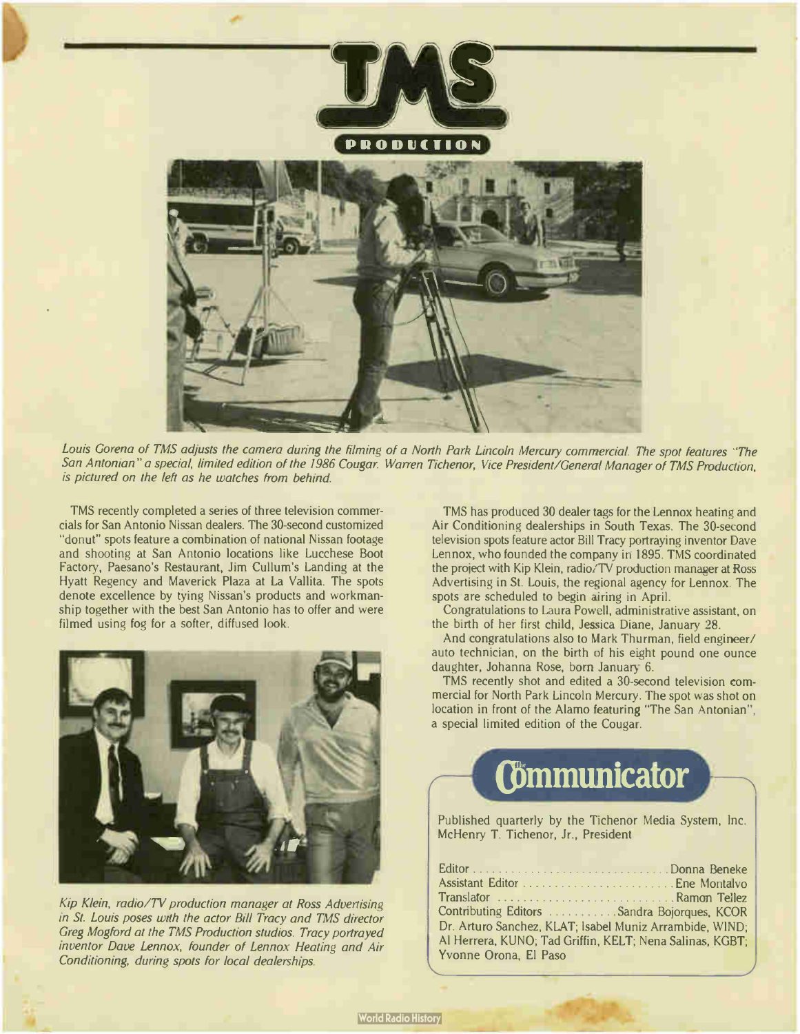# TMS

**PRODUCTION**

*Louis Gorena of TMS adjusts the camera during the filming of a North Park Lincoln Mercury commercial. The spot features "The San Antonian" a special, limited edition of the 1986 Cougar. Warren Tichenor, Vice President/General Manager of TMS Production, is pictured on the left as he watches from behind.*

TMS recently completed a series of three television commercials for San Antonio Nissan dealers. The 30-second customized "donut" spots feature a combination of national Nissan footage and shooting at San Antonio locations like Lucchese Boot Factory, Paesano's Restaurant, Jim Cullum's Landing at the Hyatt Regency and Maverick Plaza at La Vallita. The spots denote excellence by tying Nissan's products and workmanship together with the best San Antonio has to offer and were filmed using fog for a softer, diffused look.

*Kip Klein, radio/TV production manager at Ross Advertising in St. Louis poses with the actor Bill Tracy and TMS director Greg Mogford at the TMS Production studios. Tracy portrayed inventor Dave Lennox, founder of Lennox Heating and Air Conditioning, during spots for local dealerships.*

TMS has produced 30 dealer tags for the Lennox heating and Air Conditioning dealerships in South Texas. The 30-second television spots feature actor Bill Tracy portraying inventor Dave Lennox, who founded the company in 1895. TMS coordinated the project with Kip Klein, radio/TV production manager at Ross Advertising in St. Louis, the regional agency for Lennox. The spots are scheduled to begin airing in April.

Congratulations to Laura Powell, administrative assistant, on the birth of her first child, Jessica Diane, January 28.

And congratulations also to Mark Thurman, field engineer/auto technician, on the birth of his eight pound one ounce daughter, Johanna Rose, born January 6.

TMS recently shot and edited a 30-second television commercial for North Park Lincoln Mercury. The spot was shot on location in front of the Alamo featuring "The San Antonian", a special limited edition of the Cougar.

## The Communicator

Published quarterly by the Tichenor Media System, Inc.
McHenry T. Tichenor, Jr., President

Editor . . . . . . . . . . Donna Beneke
Assistant Editor . . . . . . . . . . Ene Montalvo
Translator . . . . . . . . . . Ramon Tellez
Contributing Editors . . . . . . . . . . Sandra Bojorques, KCOR
Dr. Arturo Sanchez, KLAT; Isabel Muniz Arrambide, WIND; Al Herrera, KUNO; Tad Griffin, KELT; Nena Salinas, KGBT; Yvonne Orona, El Paso